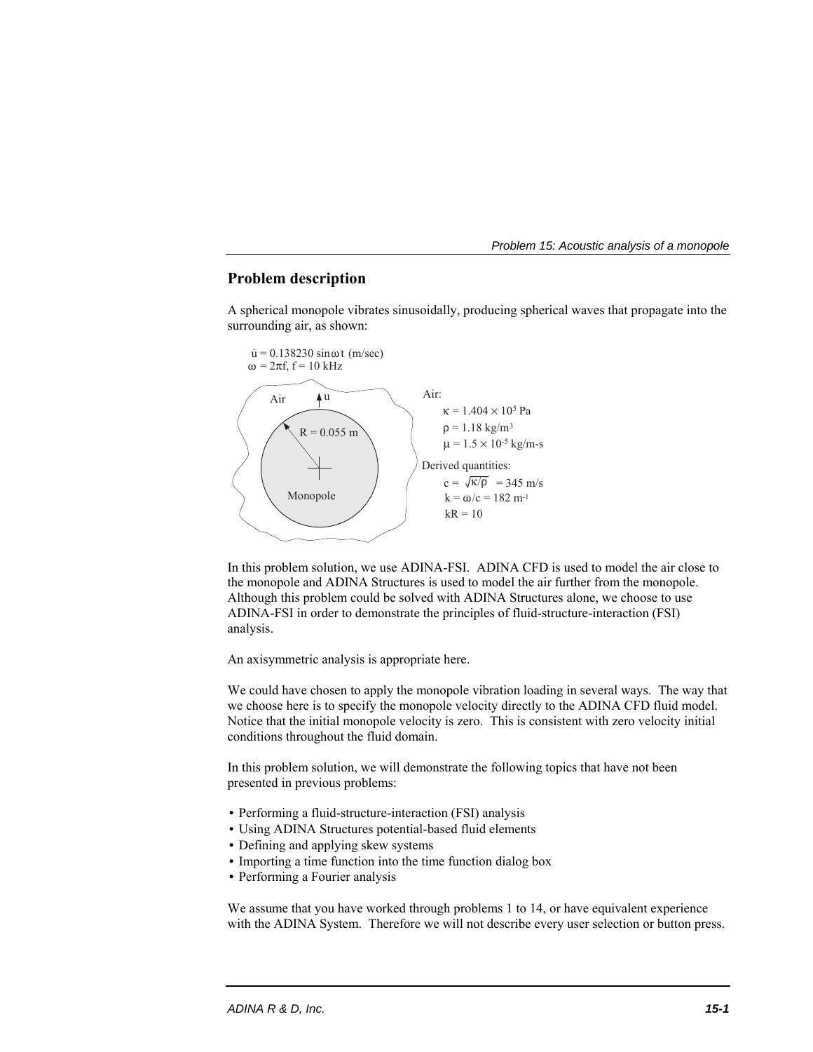## Problem description

A spherical monopole vibrates sinusoidally, producing spherical waves that propagate into the surrounding air, as shown:

$\dot{u} = 0.138230 \sin\omega t$ (m/sec)
$\omega = 2\pi f$, $f = 10$ kHz

Air

u

R = 0.055 m

Monopole

Air:
$\kappa = 1.404 \times 10^5$ Pa
$\rho = 1.18$ kg/m$^3$
$\mu = 1.5 \times 10^{-5}$ kg/m-s

Derived quantities:
$c = \sqrt{\kappa/\rho} = 345$ m/s
$k = \omega/c = 182$ m$^{-1}$
$kR = 10$

In this problem solution, we use ADINA-FSI. ADINA CFD is used to model the air close to the monopole and ADINA Structures is used to model the air further from the monopole. Although this problem could be solved with ADINA Structures alone, we choose to use ADINA-FSI in order to demonstrate the principles of fluid-structure-interaction (FSI) analysis.

An axisymmetric analysis is appropriate here.

We could have chosen to apply the monopole vibration loading in several ways. The way that we choose here is to specify the monopole velocity directly to the ADINA CFD fluid model. Notice that the initial monopole velocity is zero. This is consistent with zero velocity initial conditions throughout the fluid domain.

In this problem solution, we will demonstrate the following topics that have not been presented in previous problems:

- Performing a fluid-structure-interaction (FSI) analysis
- Using ADINA Structures potential-based fluid elements
- Defining and applying skew systems
- Importing a time function into the time function dialog box
- Performing a Fourier analysis

We assume that you have worked through problems 1 to 14, or have equivalent experience with the ADINA System. Therefore we will not describe every user selection or button press.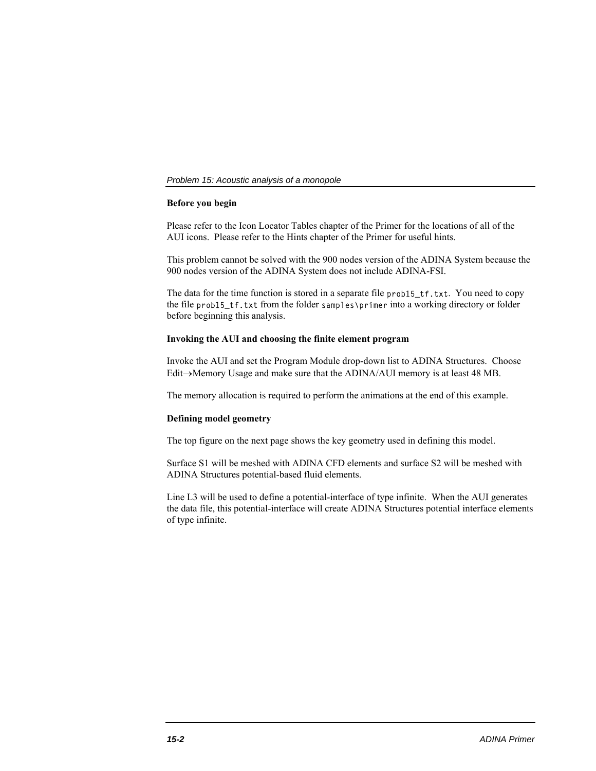**Before you begin**

Please refer to the Icon Locator Tables chapter of the Primer for the locations of all of the AUI icons. Please refer to the Hints chapter of the Primer for useful hints.

This problem cannot be solved with the 900 nodes version of the ADINA System because the 900 nodes version of the ADINA System does not include ADINA-FSI.

The data for the time function is stored in a separate file `prob15_tf.txt`. You need to copy the file `prob15_tf.txt` from the folder `samples\primer` into a working directory or folder before beginning this analysis.

**Invoking the AUI and choosing the finite element program**

Invoke the AUI and set the Program Module drop-down list to ADINA Structures. Choose Edit→Memory Usage and make sure that the ADINA/AUI memory is at least 48 MB.

The memory allocation is required to perform the animations at the end of this example.

**Defining model geometry**

The top figure on the next page shows the key geometry used in defining this model.

Surface S1 will be meshed with ADINA CFD elements and surface S2 will be meshed with ADINA Structures potential-based fluid elements.

Line L3 will be used to define a potential-interface of type infinite. When the AUI generates the data file, this potential-interface will create ADINA Structures potential interface elements of type infinite.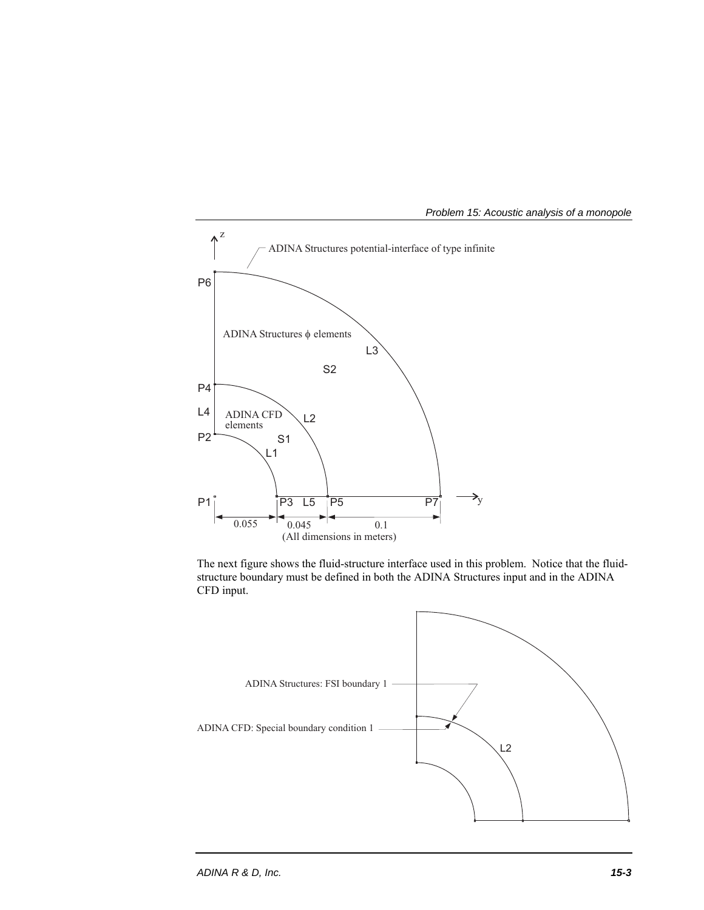The next figure shows the fluid-structure interface used in this problem. Notice that the fluid-structure boundary must be defined in both the ADINA Structures input and in the ADINA CFD input.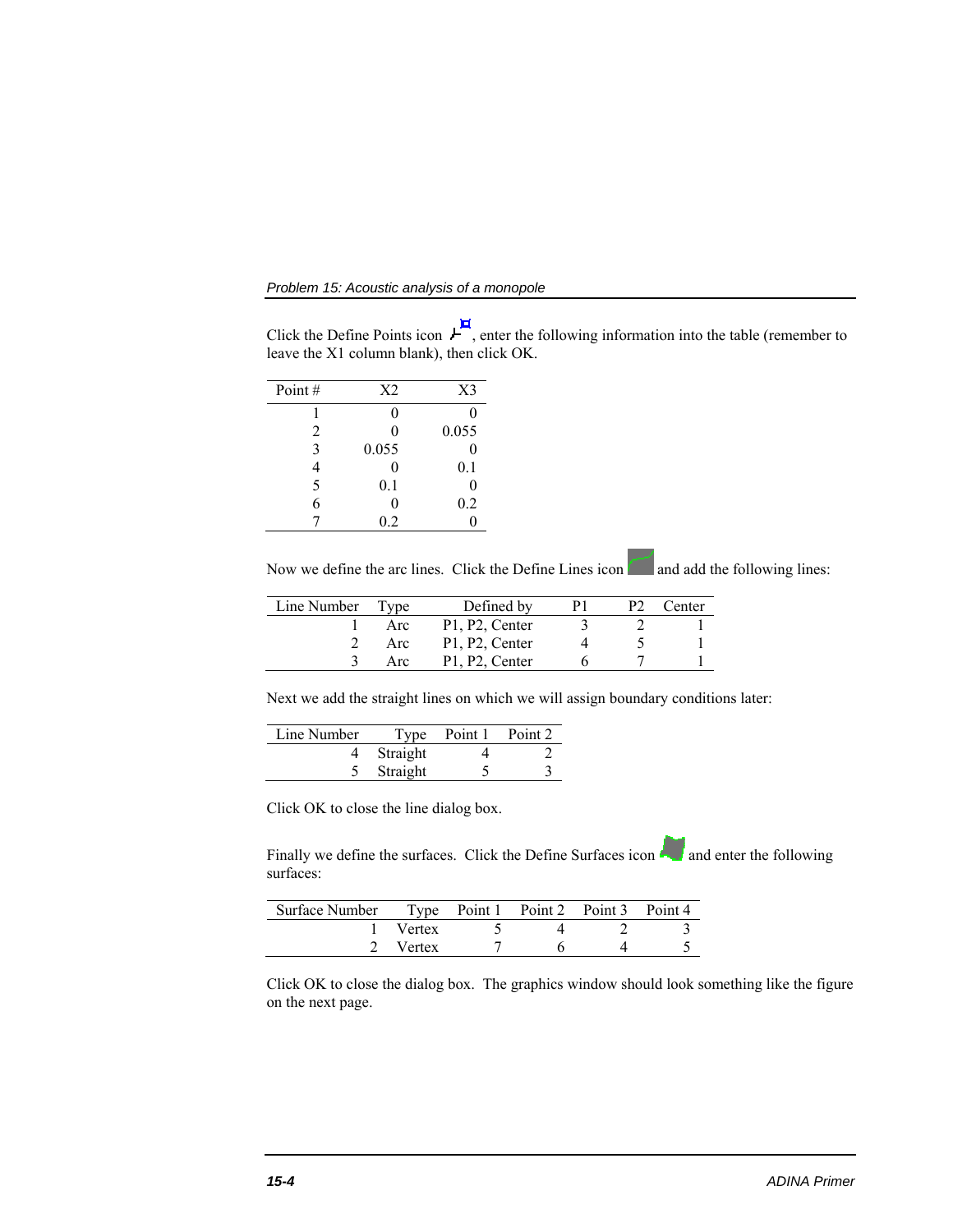Click the Define Points icon, enter the following information into the table (remember to leave the X1 column blank), then click OK.

| Point # | X2 | X3 |
|---|---|---|
| 1 | 0 | 0 |
| 2 | 0 | 0.055 |
| 3 | 0.055 | 0 |
| 4 | 0 | 0.1 |
| 5 | 0.1 | 0 |
| 6 | 0 | 0.2 |
| 7 | 0.2 | 0 |

Now we define the arc lines. Click the Define Lines icon and add the following lines:

| Line Number | Type | Defined by | P1 | P2 | Center |
|---|---|---|---|---|---|
| 1 | Arc | P1, P2, Center | 3 | 2 | 1 |
| 2 | Arc | P1, P2, Center | 4 | 5 | 1 |
| 3 | Arc | P1, P2, Center | 6 | 7 | 1 |

Next we add the straight lines on which we will assign boundary conditions later:

| Line Number | Type | Point 1 | Point 2 |
|---|---|---|---|
| 4 | Straight | 4 | 2 |
| 5 | Straight | 5 | 3 |

Click OK to close the line dialog box.

Finally we define the surfaces. Click the Define Surfaces icon and enter the following surfaces:

| Surface Number | Type | Point 1 | Point 2 | Point 3 | Point 4 |
|---|---|---|---|---|---|
| 1 | Vertex | 5 | 4 | 2 | 3 |
| 2 | Vertex | 7 | 6 | 4 | 5 |

Click OK to close the dialog box. The graphics window should look something like the figure on the next page.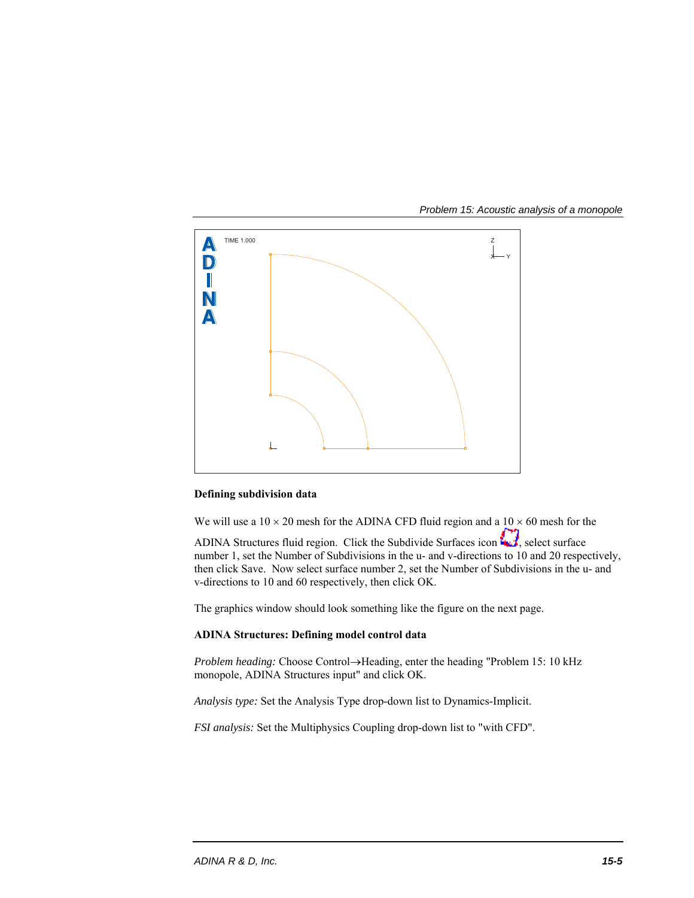**Defining subdivision data**

We will use a $10 \times 20$ mesh for the ADINA CFD fluid region and a $10 \times 60$ mesh for the ADINA Structures fluid region. Click the Subdivide Surfaces icon, select surface number 1, set the Number of Subdivisions in the u- and v-directions to 10 and 20 respectively, then click Save. Now select surface number 2, set the Number of Subdivisions in the u- and v-directions to 10 and 60 respectively, then click OK.

The graphics window should look something like the figure on the next page.

**ADINA Structures: Defining model control data**

*Problem heading:* Choose Control→Heading, enter the heading "Problem 15: 10 kHz monopole, ADINA Structures input" and click OK.

*Analysis type:* Set the Analysis Type drop-down list to Dynamics-Implicit.

*FSI analysis:* Set the Multiphysics Coupling drop-down list to "with CFD".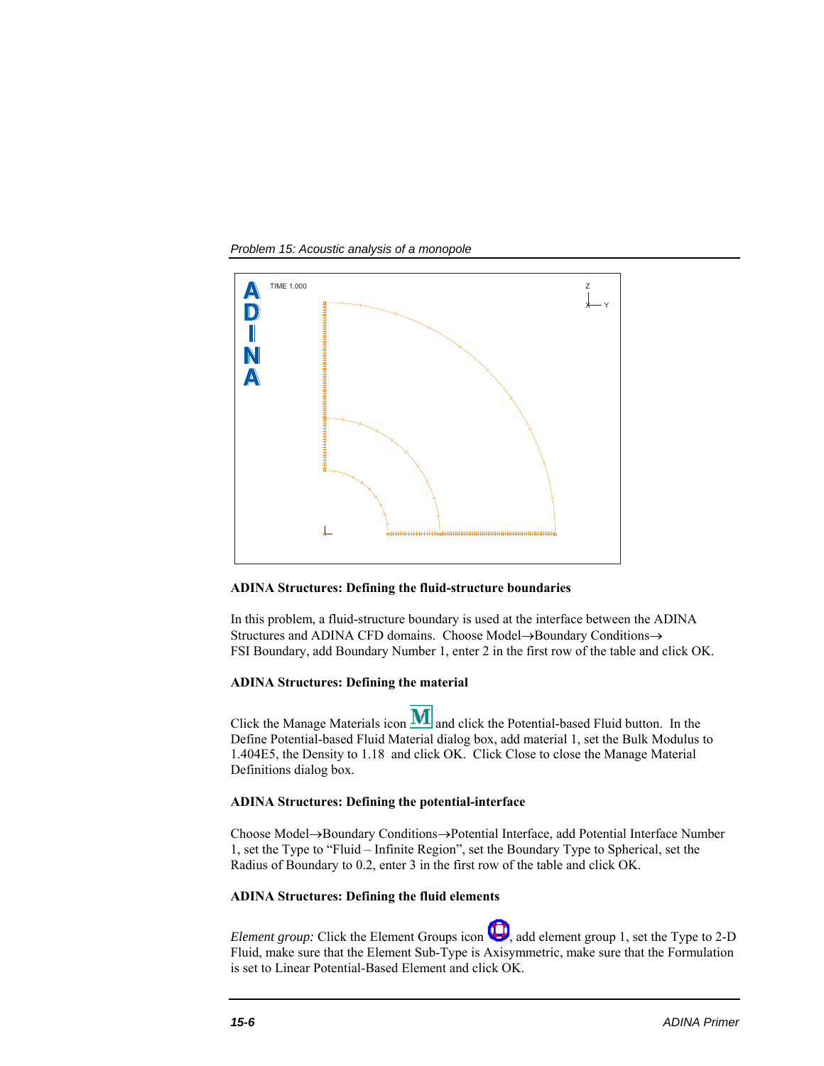### ADINA Structures: Defining the fluid-structure boundaries

In this problem, a fluid-structure boundary is used at the interface between the ADINA Structures and ADINA CFD domains. Choose Model→Boundary Conditions→ FSI Boundary, add Boundary Number 1, enter 2 in the first row of the table and click OK.

### ADINA Structures: Defining the material

Click the Manage Materials icon and click the Potential-based Fluid button. In the Define Potential-based Fluid Material dialog box, add material 1, set the Bulk Modulus to 1.404E5, the Density to 1.18 and click OK. Click Close to close the Manage Material Definitions dialog box.

### ADINA Structures: Defining the potential-interface

Choose Model→Boundary Conditions→Potential Interface, add Potential Interface Number 1, set the Type to "Fluid – Infinite Region", set the Boundary Type to Spherical, set the Radius of Boundary to 0.2, enter 3 in the first row of the table and click OK.

### ADINA Structures: Defining the fluid elements

*Element group:* Click the Element Groups icon, add element group 1, set the Type to 2-D Fluid, make sure that the Element Sub-Type is Axisymmetric, make sure that the Formulation is set to Linear Potential-Based Element and click OK.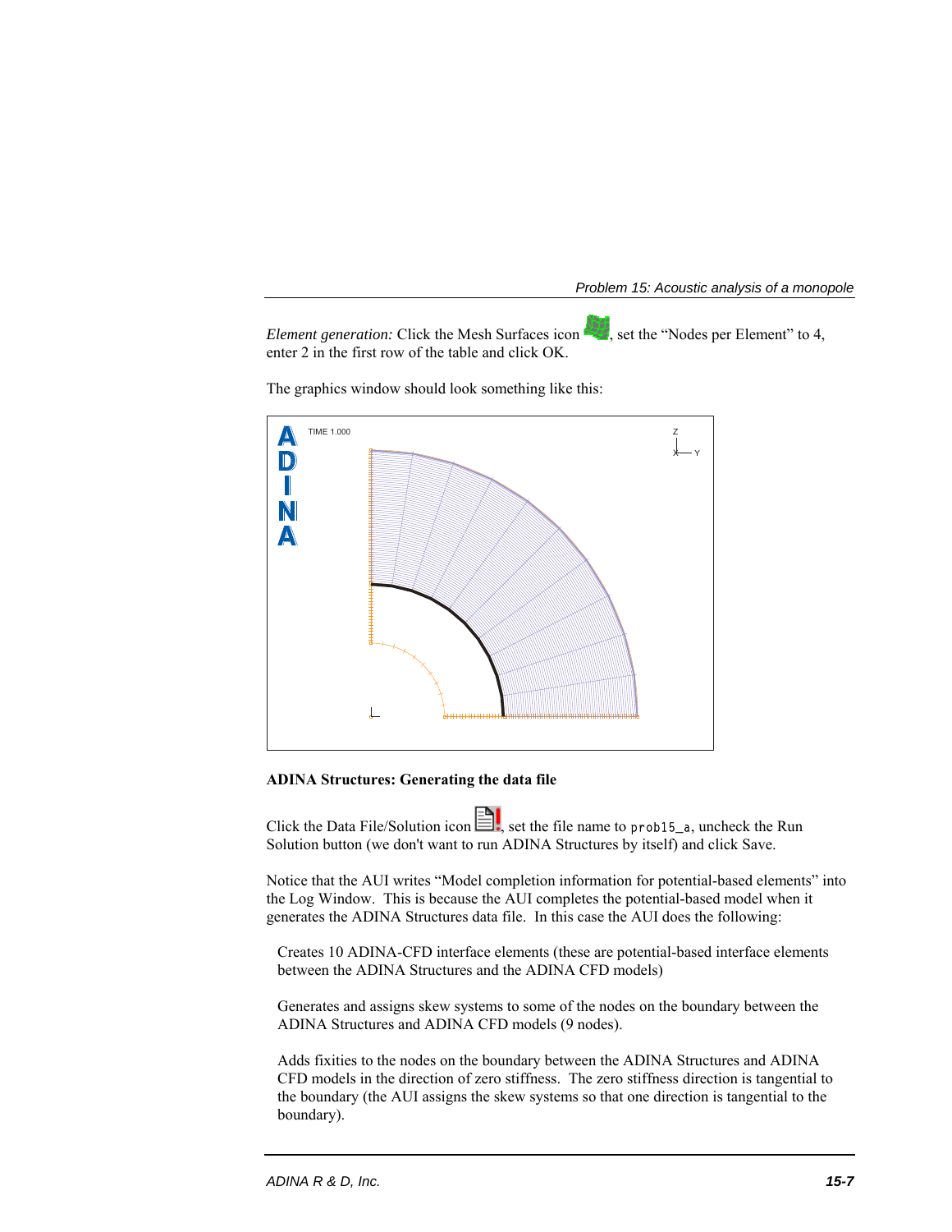*Element generation:* Click the Mesh Surfaces icon, set the "Nodes per Element" to 4, enter 2 in the first row of the table and click OK.

The graphics window should look something like this:

**ADINA Structures: Generating the data file**

Click the Data File/Solution icon, set the file name to `prob15_a`, uncheck the Run Solution button (we don't want to run ADINA Structures by itself) and click Save.

Notice that the AUI writes "Model completion information for potential-based elements" into the Log Window. This is because the AUI completes the potential-based model when it generates the ADINA Structures data file. In this case the AUI does the following:

Creates 10 ADINA-CFD interface elements (these are potential-based interface elements between the ADINA Structures and the ADINA CFD models)

Generates and assigns skew systems to some of the nodes on the boundary between the ADINA Structures and ADINA CFD models (9 nodes).

Adds fixities to the nodes on the boundary between the ADINA Structures and ADINA CFD models in the direction of zero stiffness. The zero stiffness direction is tangential to the boundary (the AUI assigns the skew systems so that one direction is tangential to the boundary).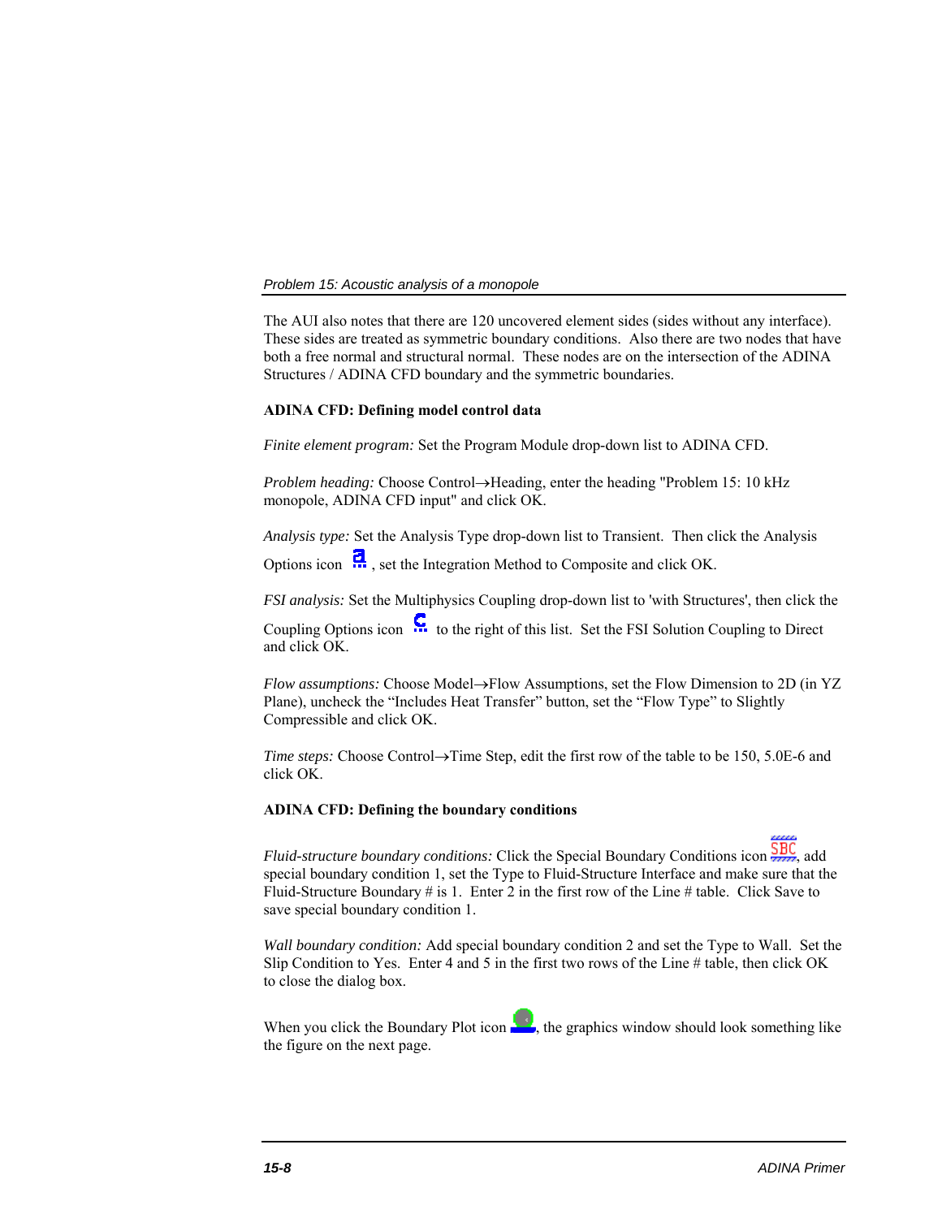The AUI also notes that there are 120 uncovered element sides (sides without any interface). These sides are treated as symmetric boundary conditions. Also there are two nodes that have both a free normal and structural normal. These nodes are on the intersection of the ADINA Structures / ADINA CFD boundary and the symmetric boundaries.

**ADINA CFD: Defining model control data**

*Finite element program:* Set the Program Module drop-down list to ADINA CFD.

*Problem heading:* Choose Control→Heading, enter the heading "Problem 15: 10 kHz monopole, ADINA CFD input" and click OK.

*Analysis type:* Set the Analysis Type drop-down list to Transient. Then click the Analysis Options icon, set the Integration Method to Composite and click OK.

*FSI analysis:* Set the Multiphysics Coupling drop-down list to 'with Structures', then click the Coupling Options icon to the right of this list. Set the FSI Solution Coupling to Direct and click OK.

*Flow assumptions:* Choose Model→Flow Assumptions, set the Flow Dimension to 2D (in YZ Plane), uncheck the "Includes Heat Transfer" button, set the "Flow Type" to Slightly Compressible and click OK.

*Time steps:* Choose Control→Time Step, edit the first row of the table to be 150, 5.0E-6 and click OK.

**ADINA CFD: Defining the boundary conditions**

*Fluid-structure boundary conditions:* Click the Special Boundary Conditions icon, add special boundary condition 1, set the Type to Fluid-Structure Interface and make sure that the Fluid-Structure Boundary # is 1. Enter 2 in the first row of the Line # table. Click Save to save special boundary condition 1.

*Wall boundary condition:* Add special boundary condition 2 and set the Type to Wall. Set the Slip Condition to Yes. Enter 4 and 5 in the first two rows of the Line # table, then click OK to close the dialog box.

When you click the Boundary Plot icon, the graphics window should look something like the figure on the next page.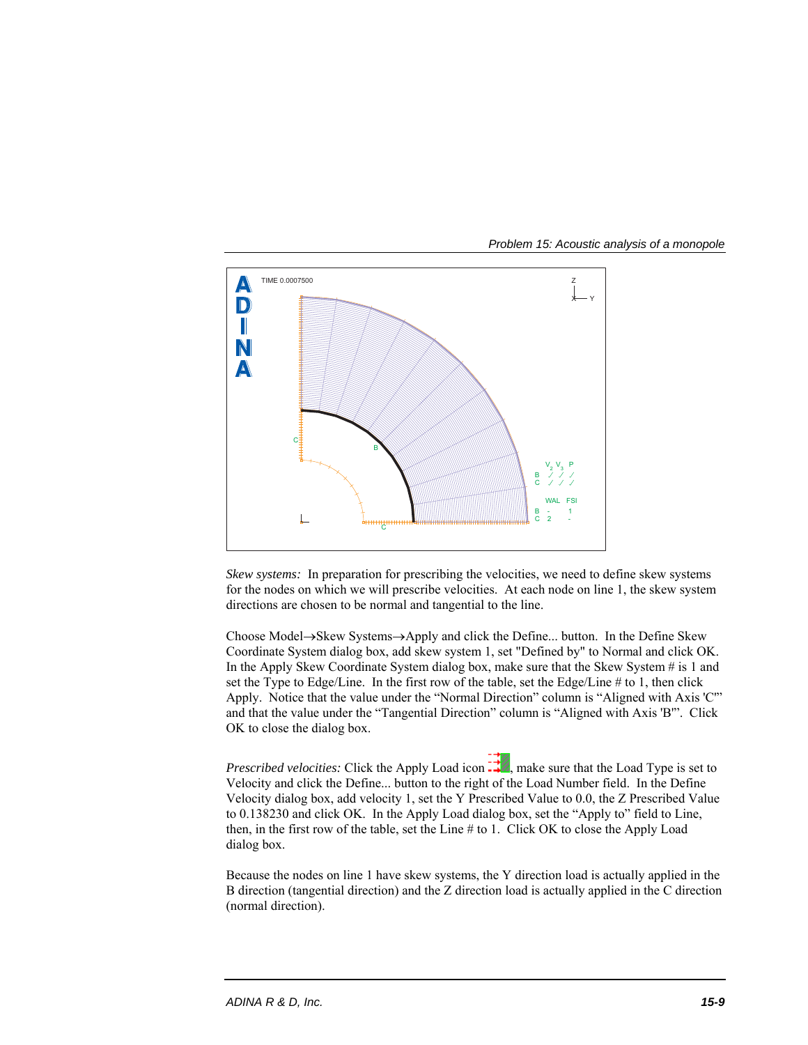*Skew systems:* In preparation for prescribing the velocities, we need to define skew systems for the nodes on which we will prescribe velocities. At each node on line 1, the skew system directions are chosen to be normal and tangential to the line.

Choose Model→Skew Systems→Apply and click the Define... button. In the Define Skew Coordinate System dialog box, add skew system 1, set "Defined by" to Normal and click OK. In the Apply Skew Coordinate System dialog box, make sure that the Skew System # is 1 and set the Type to Edge/Line. In the first row of the table, set the Edge/Line # to 1, then click Apply. Notice that the value under the "Normal Direction" column is "Aligned with Axis 'C'" and that the value under the "Tangential Direction" column is "Aligned with Axis 'B'". Click OK to close the dialog box.

*Prescribed velocities:* Click the Apply Load icon, make sure that the Load Type is set to Velocity and click the Define... button to the right of the Load Number field. In the Define Velocity dialog box, add velocity 1, set the Y Prescribed Value to 0.0, the Z Prescribed Value to 0.138230 and click OK. In the Apply Load dialog box, set the "Apply to" field to Line, then, in the first row of the table, set the Line # to 1. Click OK to close the Apply Load dialog box.

Because the nodes on line 1 have skew systems, the Y direction load is actually applied in the B direction (tangential direction) and the Z direction load is actually applied in the C direction (normal direction).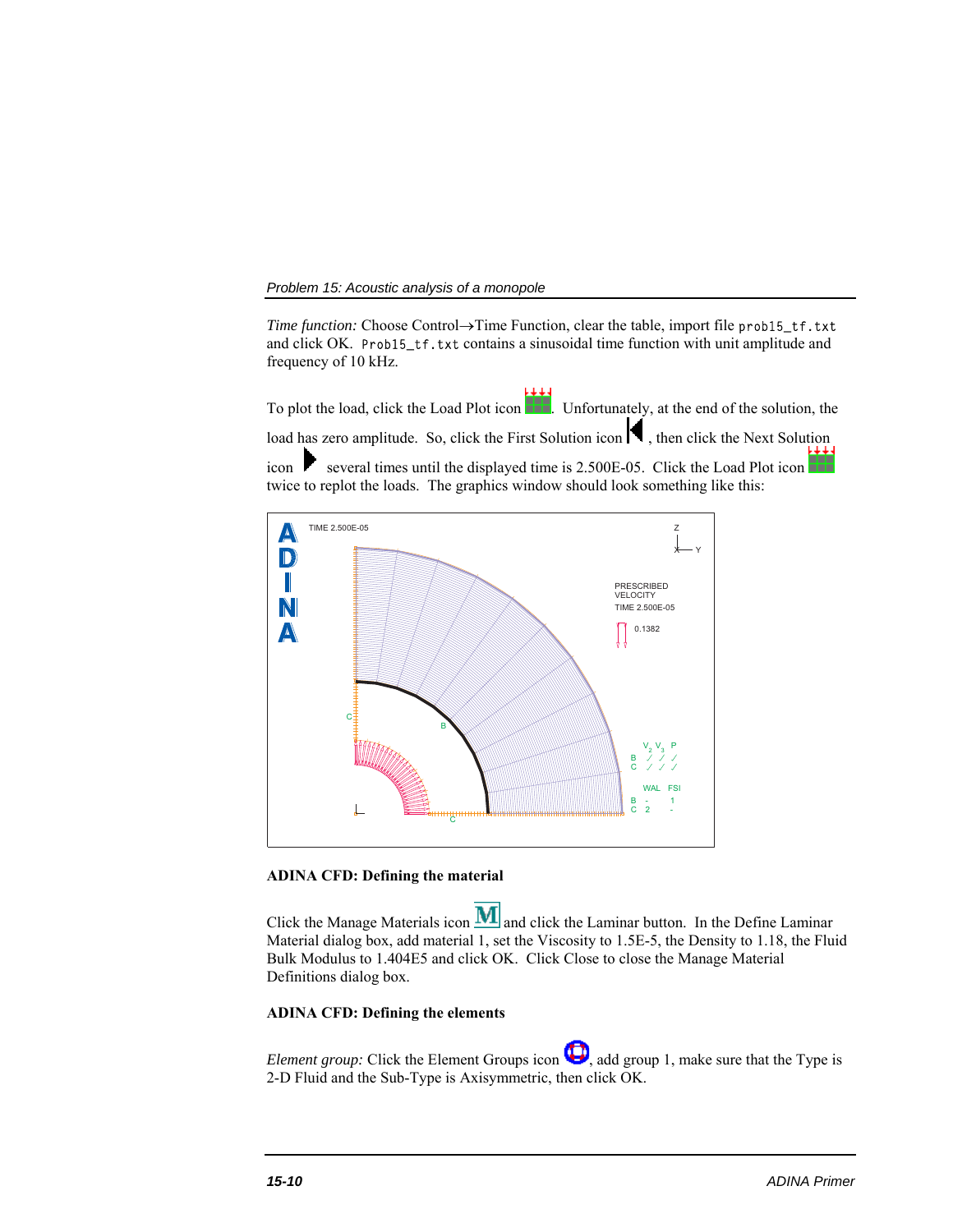*Time function:* Choose Control→Time Function, clear the table, import file `prob15_tf.txt` and click OK. `Prob15_tf.txt` contains a sinusoidal time function with unit amplitude and frequency of 10 kHz.

To plot the load, click the Load Plot icon. Unfortunately, at the end of the solution, the load has zero amplitude. So, click the First Solution icon, then click the Next Solution icon several times until the displayed time is 2.500E-05. Click the Load Plot icon twice to replot the loads. The graphics window should look something like this:

**ADINA CFD: Defining the material**

Click the Manage Materials icon and click the Laminar button. In the Define Laminar Material dialog box, add material 1, set the Viscosity to 1.5E-5, the Density to 1.18, the Fluid Bulk Modulus to 1.404E5 and click OK. Click Close to close the Manage Material Definitions dialog box.

**ADINA CFD: Defining the elements**

*Element group:* Click the Element Groups icon, add group 1, make sure that the Type is 2-D Fluid and the Sub-Type is Axisymmetric, then click OK.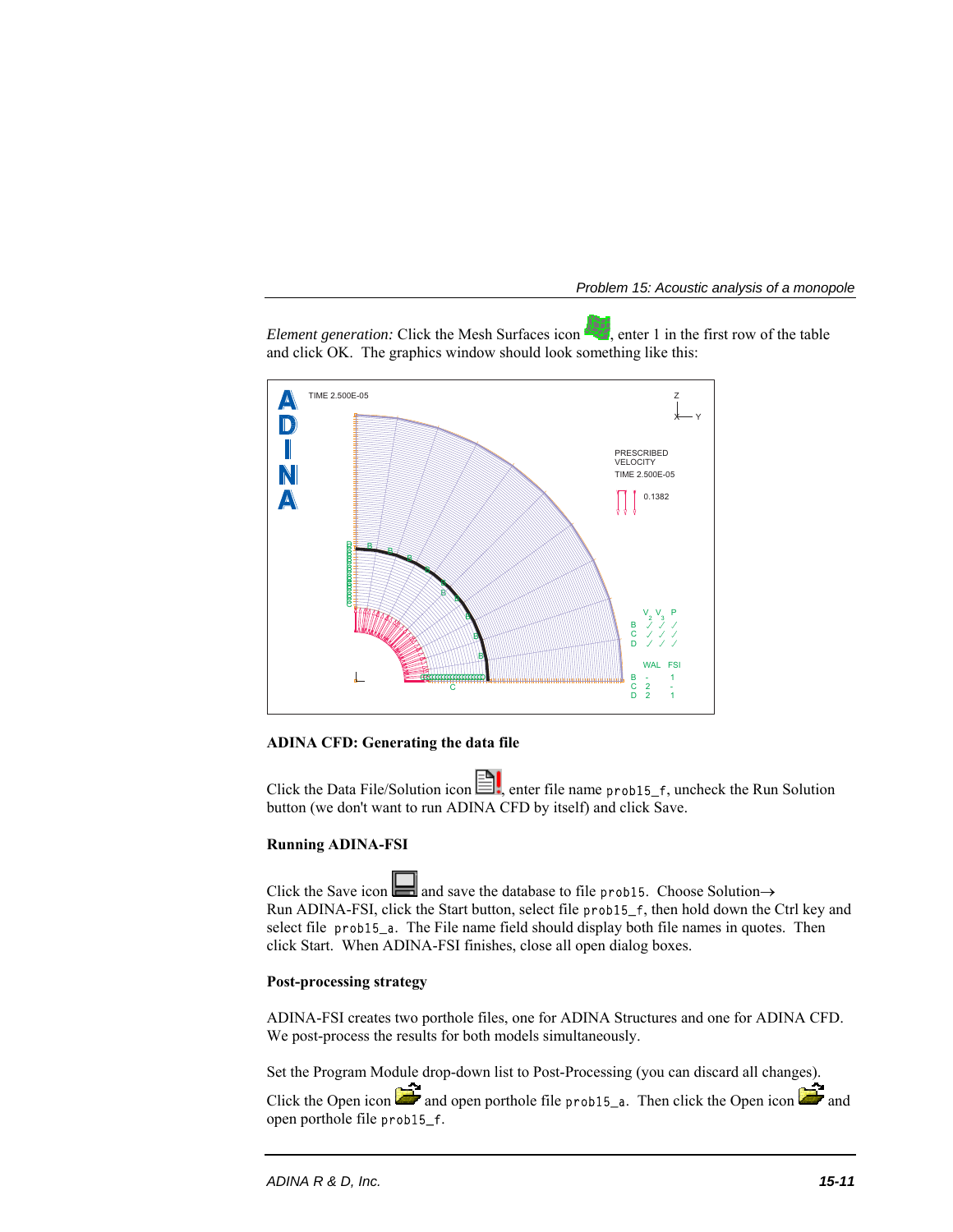*Element generation:* Click the Mesh Surfaces icon, enter 1 in the first row of the table and click OK. The graphics window should look something like this:

**ADINA CFD: Generating the data file**

Click the Data File/Solution icon, enter file name `prob15_f`, uncheck the Run Solution button (we don't want to run ADINA CFD by itself) and click Save.

**Running ADINA-FSI**

Click the Save icon and save the database to file `prob15`. Choose Solution→Run ADINA-FSI, click the Start button, select file `prob15_f`, then hold down the Ctrl key and select file `prob15_a`. The File name field should display both file names in quotes. Then click Start. When ADINA-FSI finishes, close all open dialog boxes.

**Post-processing strategy**

ADINA-FSI creates two porthole files, one for ADINA Structures and one for ADINA CFD. We post-process the results for both models simultaneously.

Set the Program Module drop-down list to Post-Processing (you can discard all changes). Click the Open icon and open porthole file `prob15_a`. Then click the Open icon and open porthole file `prob15_f`.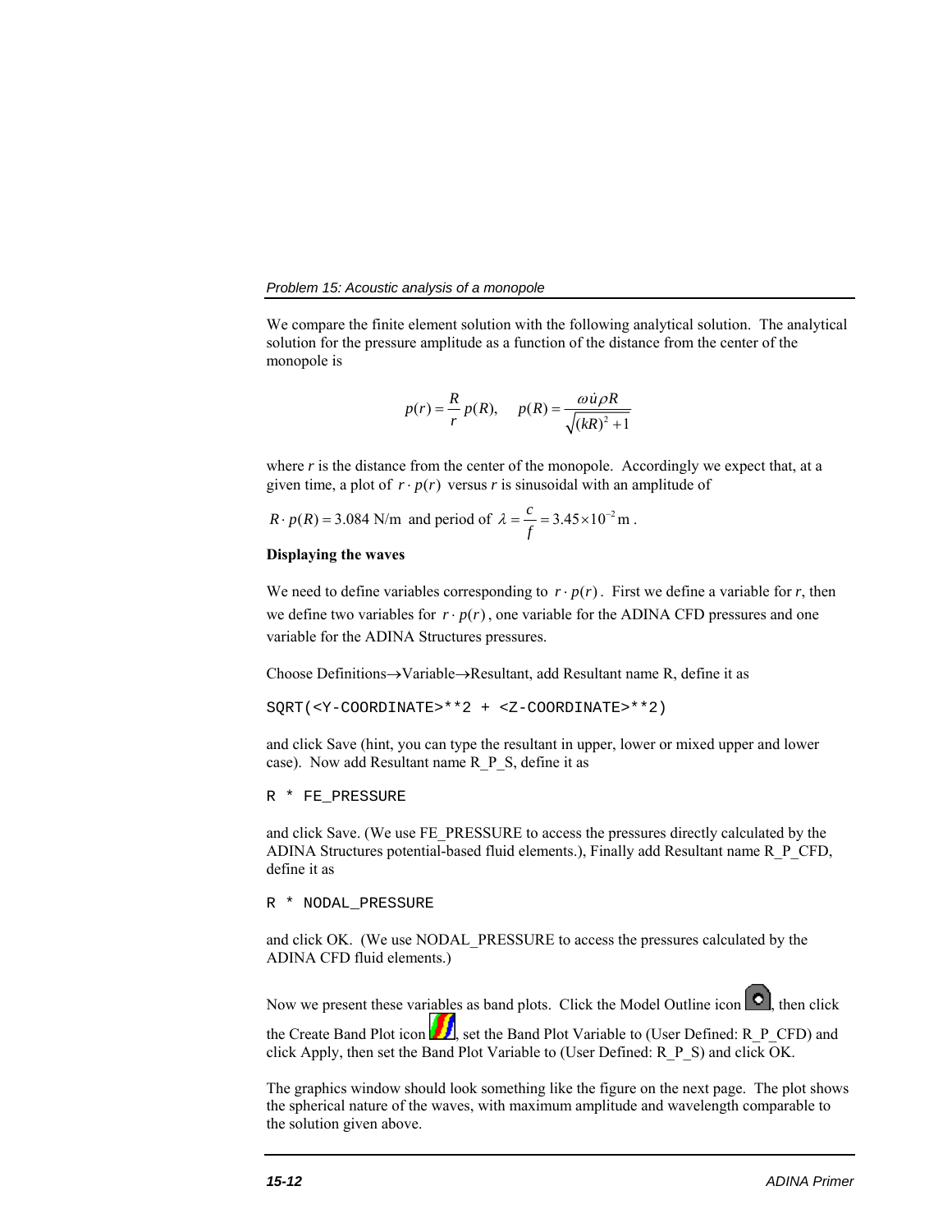We compare the finite element solution with the following analytical solution. The analytical solution for the pressure amplitude as a function of the distance from the center of the monopole is

$$p(r) = \frac{R}{r}\,p(R), \qquad p(R) = \frac{\omega \dot{u} \rho R}{\sqrt{(kR)^2 + 1}}$$

where $r$ is the distance from the center of the monopole. Accordingly we expect that, at a given time, a plot of $r \cdot p(r)$ versus $r$ is sinusoidal with an amplitude of

$R \cdot p(R) = 3.084$ N/m and period of $\lambda = \dfrac{c}{f} = 3.45 \times 10^{-2}\,\text{m}$.

**Displaying the waves**

We need to define variables corresponding to $r \cdot p(r)$. First we define a variable for $r$, then we define two variables for $r \cdot p(r)$, one variable for the ADINA CFD pressures and one variable for the ADINA Structures pressures.

Choose Definitions→Variable→Resultant, add Resultant name R, define it as

```
SQRT(<Y-COORDINATE>**2 + <Z-COORDINATE>**2)
```

and click Save (hint, you can type the resultant in upper, lower or mixed upper and lower case). Now add Resultant name R_P_S, define it as

```
R * FE_PRESSURE
```

and click Save. (We use FE_PRESSURE to access the pressures directly calculated by the ADINA Structures potential-based fluid elements.), Finally add Resultant name R_P_CFD, define it as

```
R * NODAL_PRESSURE
```

and click OK. (We use NODAL_PRESSURE to access the pressures calculated by the ADINA CFD fluid elements.)

Now we present these variables as band plots. Click the Model Outline icon, then click the Create Band Plot icon, set the Band Plot Variable to (User Defined: R_P_CFD) and click Apply, then set the Band Plot Variable to (User Defined: R_P_S) and click OK.

The graphics window should look something like the figure on the next page. The plot shows the spherical nature of the waves, with maximum amplitude and wavelength comparable to the solution given above.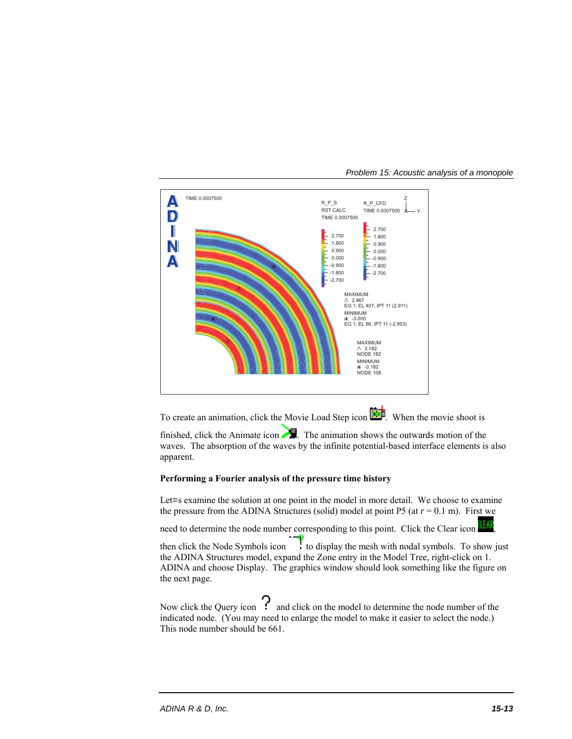To create an animation, click the Movie Load Step icon. When the movie shoot is finished, click the Animate icon. The animation shows the outwards motion of the waves. The absorption of the waves by the infinite potential-based interface elements is also apparent.

**Performing a Fourier analysis of the pressure time history**

Let=s examine the solution at one point in the model in more detail. We choose to examine the pressure from the ADINA Structures (solid) model at point P5 (at $r = 0.1$ m). First we need to determine the node number corresponding to this point. Click the Clear icon, then click the Node Symbols icon to display the mesh with nodal symbols. To show just the ADINA Structures model, expand the Zone entry in the Model Tree, right-click on 1. ADINA and choose Display. The graphics window should look something like the figure on the next page.

Now click the Query icon and click on the model to determine the node number of the indicated node. (You may need to enlarge the model to make it easier to select the node.) This node number should be 661.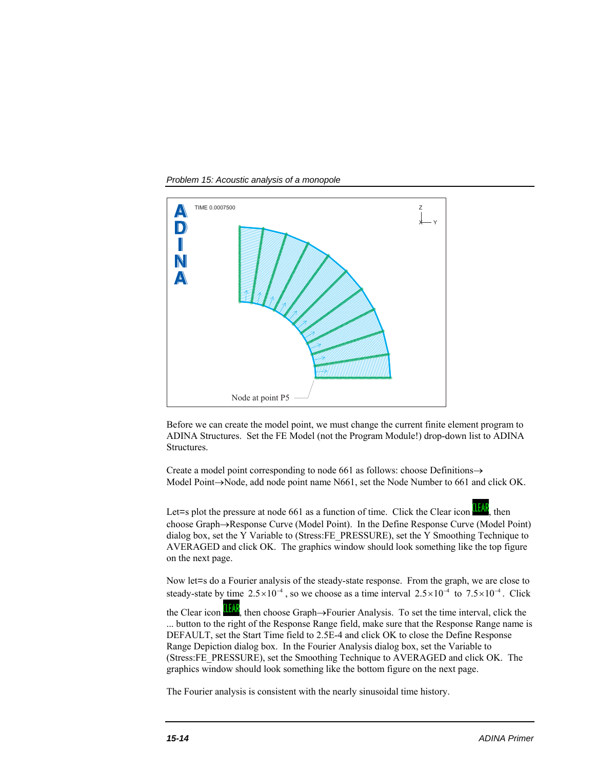Before we can create the model point, we must change the current finite element program to ADINA Structures. Set the FE Model (not the Program Module!) drop-down list to ADINA Structures.

Create a model point corresponding to node 661 as follows: choose Definitions→ Model Point→Node, add node point name N661, set the Node Number to 661 and click OK.

Let=s plot the pressure at node 661 as a function of time. Click the Clear icon, then choose Graph→Response Curve (Model Point). In the Define Response Curve (Model Point) dialog box, set the Y Variable to (Stress:FE_PRESSURE), set the Y Smoothing Technique to AVERAGED and click OK. The graphics window should look something like the top figure on the next page.

Now let=s do a Fourier analysis of the steady-state response. From the graph, we are close to steady-state by time $2.5 \times 10^{-4}$, so we choose as a time interval $2.5 \times 10^{-4}$ to $7.5 \times 10^{-4}$. Click the Clear icon, then choose Graph→Fourier Analysis. To set the time interval, click the ... button to the right of the Response Range field, make sure that the Response Range name is DEFAULT, set the Start Time field to 2.5E-4 and click OK to close the Define Response Range Depiction dialog box. In the Fourier Analysis dialog box, set the Variable to (Stress:FE_PRESSURE), set the Smoothing Technique to AVERAGED and click OK. The graphics window should look something like the bottom figure on the next page.

The Fourier analysis is consistent with the nearly sinusoidal time history.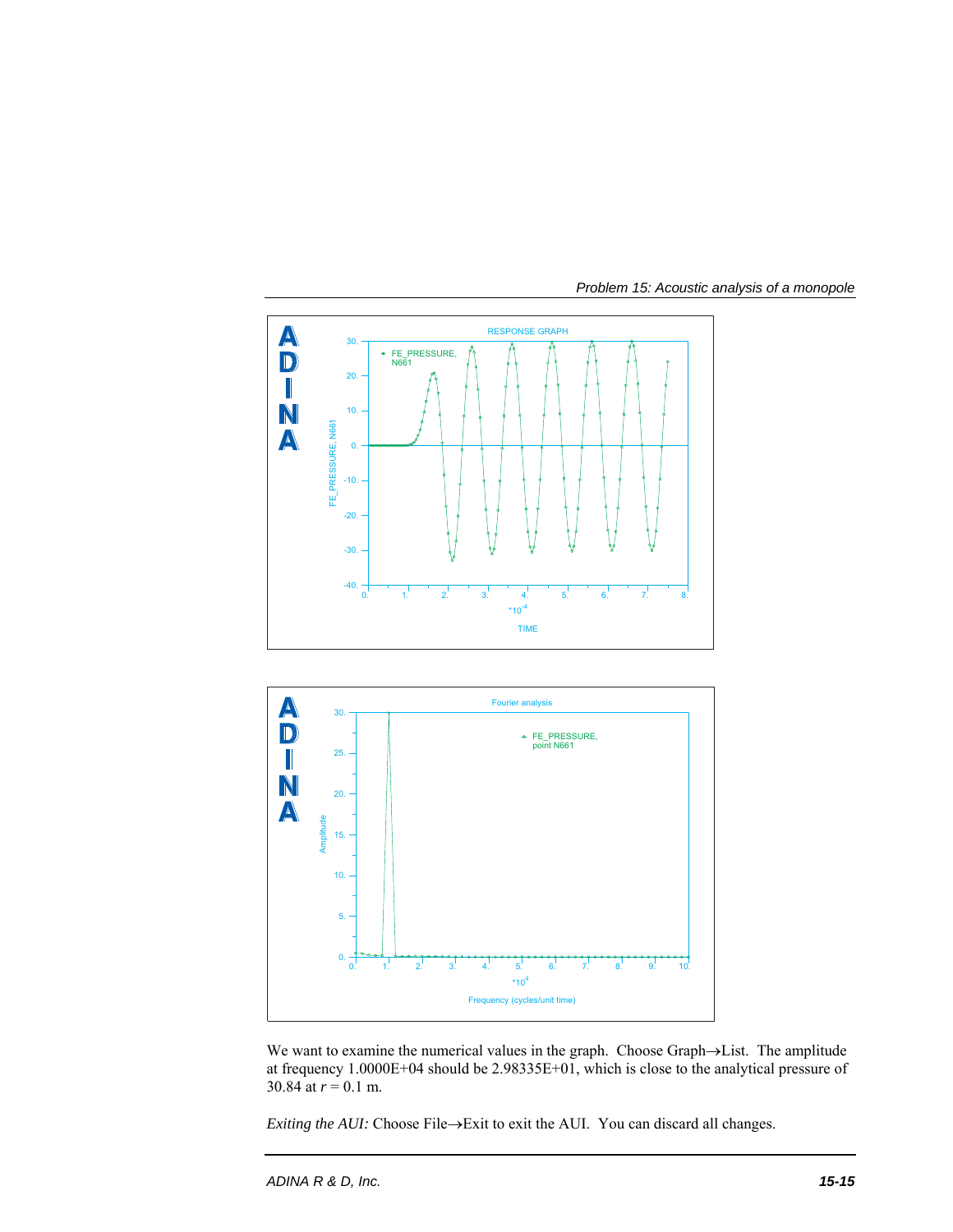We want to examine the numerical values in the graph. Choose Graph→List. The amplitude at frequency 1.0000E+04 should be 2.98335E+01, which is close to the analytical pressure of 30.84 at $r = 0.1$ m.

*Exiting the AUI:* Choose File→Exit to exit the AUI. You can discard all changes.